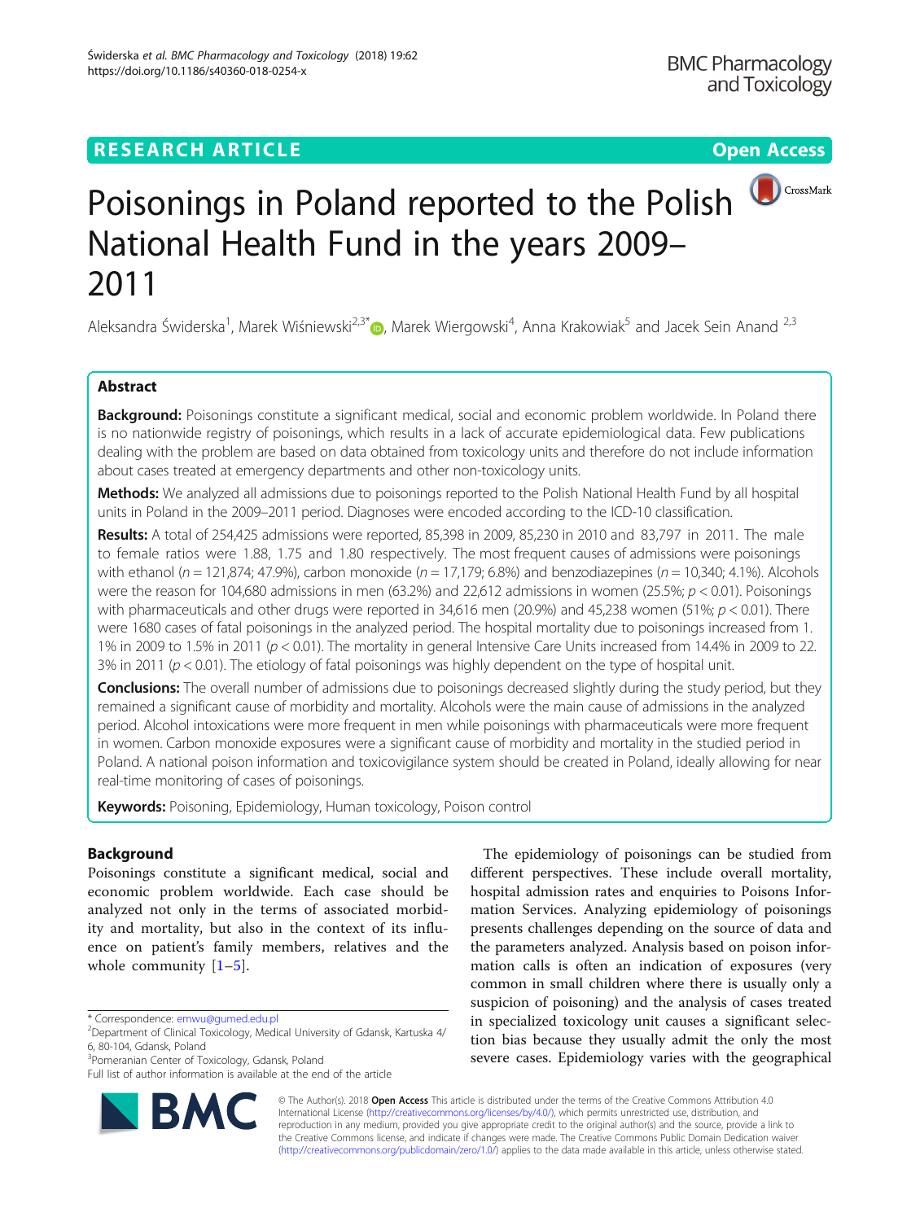# Poisonings in Poland reported to the Polish National Health Fund in the years 2009–2011

Aleksandra Świderska[1], Marek Wiśniewski[2,3*], Marek Wiergowski[4], Anna Krakowiak[5] and Jacek Sein Anand[2,3]

## Abstract

**Background:** Poisonings constitute a significant medical, social and economic problem worldwide. In Poland there is no nationwide registry of poisonings, which results in a lack of accurate epidemiological data. Few publications dealing with the problem are based on data obtained from toxicology units and therefore do not include information about cases treated at emergency departments and other non-toxicology units.

**Methods:** We analyzed all admissions due to poisonings reported to the Polish National Health Fund by all hospital units in Poland in the 2009–2011 period. Diagnoses were encoded according to the ICD-10 classification.

**Results:** A total of 254,425 admissions were reported, 85,398 in 2009, 85,230 in 2010 and 83,797 in 2011. The male to female ratios were 1.88, 1.75 and 1.80 respectively. The most frequent causes of admissions were poisonings with ethanol ($n = 121,874$; 47.9%), carbon monoxide ($n = 17,179$; 6.8%) and benzodiazepines ($n = 10,340$; 4.1%). Alcohols were the reason for 104,680 admissions in men (63.2%) and 22,612 admissions in women (25.5%; $p < 0.01$). Poisonings with pharmaceuticals and other drugs were reported in 34,616 men (20.9%) and 45,238 women (51%; $p < 0.01$). There were 1680 cases of fatal poisonings in the analyzed period. The hospital mortality due to poisonings increased from 1.1% in 2009 to 1.5% in 2011 ($p < 0.01$). The mortality in general Intensive Care Units increased from 14.4% in 2009 to 22.3% in 2011 ($p < 0.01$). The etiology of fatal poisonings was highly dependent on the type of hospital unit.

**Conclusions:** The overall number of admissions due to poisonings decreased slightly during the study period, but they remained a significant cause of morbidity and mortality. Alcohols were the main cause of admissions in the analyzed period. Alcohol intoxications were more frequent in men while poisonings with pharmaceuticals were more frequent in women. Carbon monoxide exposures were a significant cause of morbidity and mortality in the studied period in Poland. A national poison information and toxicovigilance system should be created in Poland, ideally allowing for near real-time monitoring of cases of poisonings.

**Keywords:** Poisoning, Epidemiology, Human toxicology, Poison control

## Background

Poisonings constitute a significant medical, social and economic problem worldwide. Each case should be analyzed not only in the terms of associated morbidity and mortality, but also in the context of its influence on patient's family members, relatives and the whole community [1–5].

The epidemiology of poisonings can be studied from different perspectives. These include overall mortality, hospital admission rates and enquiries to Poisons Information Services. Analyzing epidemiology of poisonings presents challenges depending on the source of data and the parameters analyzed. Analysis based on poison information calls is often an indication of exposures (very common in small children where there is usually only a suspicion of poisoning) and the analysis of cases treated in specialized toxicology unit causes a significant selection bias because they usually admit the only the most severe cases. Epidemiology varies with the geographical

\* Correspondence: emwu@gumed.edu.pl
[2]Department of Clinical Toxicology, Medical University of Gdansk, Kartuska 4/6, 80-104, Gdansk, Poland
[3]Pomeranian Center of Toxicology, Gdansk, Poland
Full list of author information is available at the end of the article

© The Author(s). 2018 **Open Access** This article is distributed under the terms of the Creative Commons Attribution 4.0 International License (http://creativecommons.org/licenses/by/4.0/), which permits unrestricted use, distribution, and reproduction in any medium, provided you give appropriate credit to the original author(s) and the source, provide a link to the Creative Commons license, and indicate if changes were made. The Creative Commons Public Domain Dedication waiver (http://creativecommons.org/publicdomain/zero/1.0/) applies to the data made available in this article, unless otherwise stated.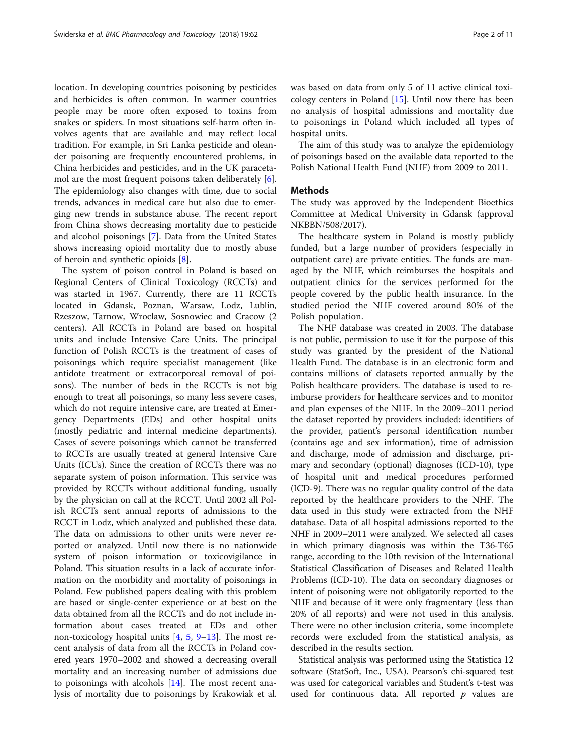location. In developing countries poisoning by pesticides and herbicides is often common. In warmer countries people may be more often exposed to toxins from snakes or spiders. In most situations self-harm often involves agents that are available and may reflect local tradition. For example, in Sri Lanka pesticide and oleander poisoning are frequently encountered problems, in China herbicides and pesticides, and in the UK paracetamol are the most frequent poisons taken deliberately [6]. The epidemiology also changes with time, due to social trends, advances in medical care but also due to emerging new trends in substance abuse. The recent report from China shows decreasing mortality due to pesticide and alcohol poisonings [7]. Data from the United States shows increasing opioid mortality due to mostly abuse of heroin and synthetic opioids [8].

The system of poison control in Poland is based on Regional Centers of Clinical Toxicology (RCCTs) and was started in 1967. Currently, there are 11 RCCTs located in Gdansk, Poznan, Warsaw, Lodz, Lublin, Rzeszow, Tarnow, Wroclaw, Sosnowiec and Cracow (2 centers). All RCCTs in Poland are based on hospital units and include Intensive Care Units. The principal function of Polish RCCTs is the treatment of cases of poisonings which require specialist management (like antidote treatment or extracorporeal removal of poisons). The number of beds in the RCCTs is not big enough to treat all poisonings, so many less severe cases, which do not require intensive care, are treated at Emergency Departments (EDs) and other hospital units (mostly pediatric and internal medicine departments). Cases of severe poisonings which cannot be transferred to RCCTs are usually treated at general Intensive Care Units (ICUs). Since the creation of RCCTs there was no separate system of poison information. This service was provided by RCCTs without additional funding, usually by the physician on call at the RCCT. Until 2002 all Polish RCCTs sent annual reports of admissions to the RCCT in Lodz, which analyzed and published these data. The data on admissions to other units were never reported or analyzed. Until now there is no nationwide system of poison information or toxicovigilance in Poland. This situation results in a lack of accurate information on the morbidity and mortality of poisonings in Poland. Few published papers dealing with this problem are based or single-center experience or at best on the data obtained from all the RCCTs and do not include information about cases treated at EDs and other non-toxicology hospital units [4, 5, 9–13]. The most recent analysis of data from all the RCCTs in Poland covered years 1970–2002 and showed a decreasing overall mortality and an increasing number of admissions due to poisonings with alcohols [14]. The most recent analysis of mortality due to poisonings by Krakowiak et al. was based on data from only 5 of 11 active clinical toxicology centers in Poland [15]. Until now there has been no analysis of hospital admissions and mortality due to poisonings in Poland which included all types of hospital units.

The aim of this study was to analyze the epidemiology of poisonings based on the available data reported to the Polish National Health Fund (NHF) from 2009 to 2011.

## Methods

The study was approved by the Independent Bioethics Committee at Medical University in Gdansk (approval NKBBN/508/2017).

The healthcare system in Poland is mostly publicly funded, but a large number of providers (especially in outpatient care) are private entities. The funds are managed by the NHF, which reimburses the hospitals and outpatient clinics for the services performed for the people covered by the public health insurance. In the studied period the NHF covered around 80% of the Polish population.

The NHF database was created in 2003. The database is not public, permission to use it for the purpose of this study was granted by the president of the National Health Fund. The database is in an electronic form and contains millions of datasets reported annually by the Polish healthcare providers. The database is used to reimburse providers for healthcare services and to monitor and plan expenses of the NHF. In the 2009–2011 period the dataset reported by providers included: identifiers of the provider, patient's personal identification number (contains age and sex information), time of admission and discharge, mode of admission and discharge, primary and secondary (optional) diagnoses (ICD-10), type of hospital unit and medical procedures performed (ICD-9). There was no regular quality control of the data reported by the healthcare providers to the NHF. The data used in this study were extracted from the NHF database. Data of all hospital admissions reported to the NHF in 2009–2011 were analyzed. We selected all cases in which primary diagnosis was within the T36-T65 range, according to the 10th revision of the International Statistical Classification of Diseases and Related Health Problems (ICD-10). The data on secondary diagnoses or intent of poisoning were not obligatorily reported to the NHF and because of it were only fragmentary (less than 20% of all reports) and were not used in this analysis. There were no other inclusion criteria, some incomplete records were excluded from the statistical analysis, as described in the results section.

Statistical analysis was performed using the Statistica 12 software (StatSoft, Inc., USA). Pearson's chi-squared test was used for categorical variables and Student's t-test was used for continuous data. All reported $p$ values are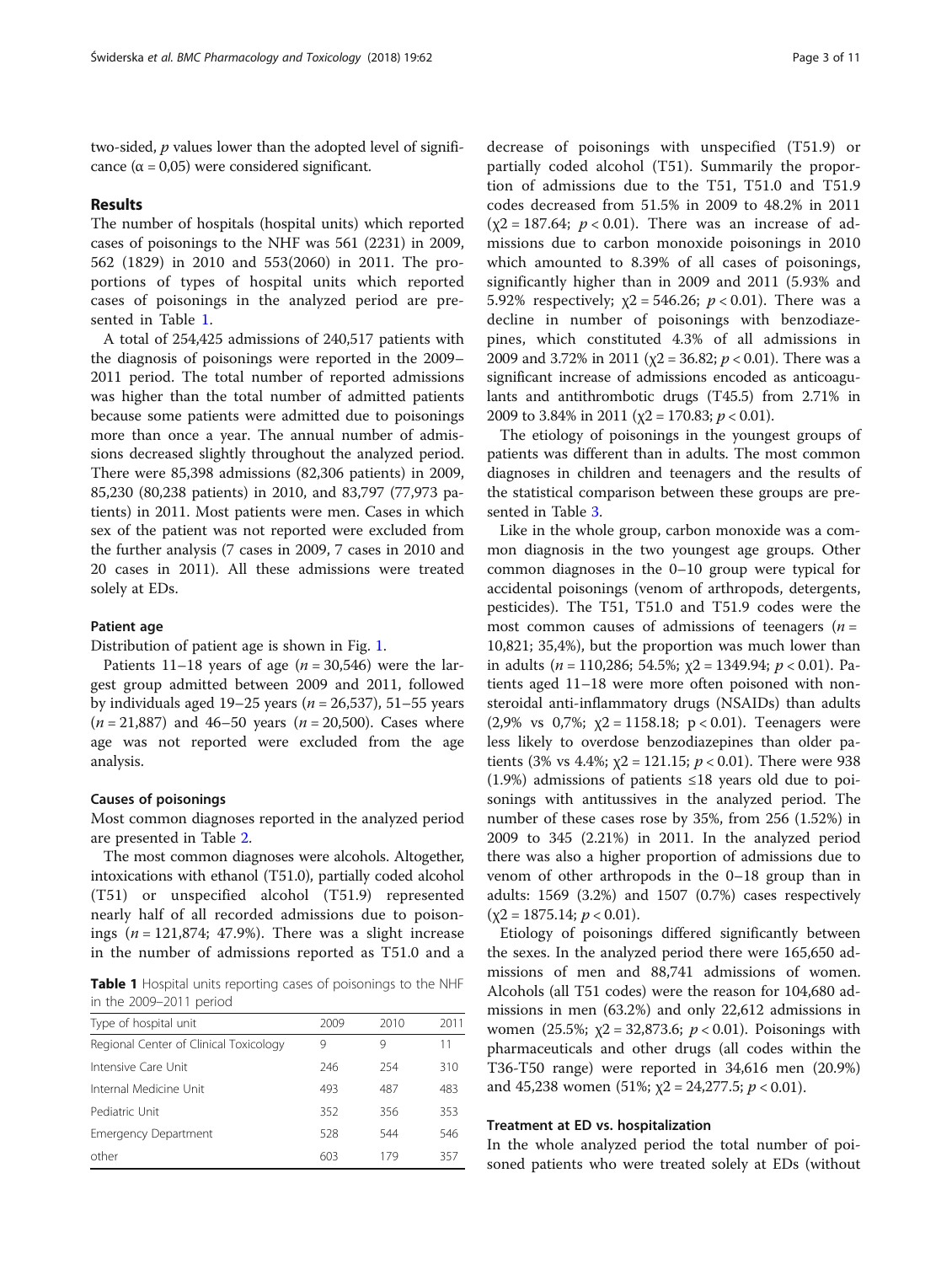two-sided, *p* values lower than the adopted level of significance ($\alpha = 0{,}05$) were considered significant.

## Results

The number of hospitals (hospital units) which reported cases of poisonings to the NHF was 561 (2231) in 2009, 562 (1829) in 2010 and 553(2060) in 2011. The proportions of types of hospital units which reported cases of poisonings in the analyzed period are presented in Table 1.

A total of 254,425 admissions of 240,517 patients with the diagnosis of poisonings were reported in the 2009–2011 period. The total number of reported admissions was higher than the total number of admitted patients because some patients were admitted due to poisonings more than once a year. The annual number of admissions decreased slightly throughout the analyzed period. There were 85,398 admissions (82,306 patients) in 2009, 85,230 (80,238 patients) in 2010, and 83,797 (77,973 patients) in 2011. Most patients were men. Cases in which sex of the patient was not reported were excluded from the further analysis (7 cases in 2009, 7 cases in 2010 and 20 cases in 2011). All these admissions were treated solely at EDs.

### Patient age

Distribution of patient age is shown in Fig. 1.

Patients 11–18 years of age ($n = 30{,}546$) were the largest group admitted between 2009 and 2011, followed by individuals aged 19–25 years ($n = 26{,}537$), 51–55 years ($n = 21{,}887$) and 46–50 years ($n = 20{,}500$). Cases where age was not reported were excluded from the age analysis.

### Causes of poisonings

Most common diagnoses reported in the analyzed period are presented in Table 2.

The most common diagnoses were alcohols. Altogether, intoxications with ethanol (T51.0), partially coded alcohol (T51) or unspecified alcohol (T51.9) represented nearly half of all recorded admissions due to poisonings ($n = 121{,}874$; 47.9%). There was a slight increase in the number of admissions reported as T51.0 and a decrease of poisonings with unspecified (T51.9) or partially coded alcohol (T51). Summarily the proportion of admissions due to the T51, T51.0 and T51.9 codes decreased from 51.5% in 2009 to 48.2% in 2011 ($\chi2 = 187.64$; $p < 0.01$). There was an increase of admissions due to carbon monoxide poisonings in 2010 which amounted to 8.39% of all cases of poisonings, significantly higher than in 2009 and 2011 (5.93% and 5.92% respectively; $\chi2 = 546.26$; $p < 0.01$). There was a decline in number of poisonings with benzodiazepines, which constituted 4.3% of all admissions in 2009 and 3.72% in 2011 ($\chi2 = 36.82$; $p < 0.01$). There was a significant increase of admissions encoded as anticoagulants and antithrombotic drugs (T45.5) from 2.71% in 2009 to 3.84% in 2011 ($\chi2 = 170.83$; $p < 0.01$).

The etiology of poisonings in the youngest groups of patients was different than in adults. The most common diagnoses in children and teenagers and the results of the statistical comparison between these groups are presented in Table 3.

Like in the whole group, carbon monoxide was a common diagnosis in the two youngest age groups. Other common diagnoses in the 0–10 group were typical for accidental poisonings (venom of arthropods, detergents, pesticides). The T51, T51.0 and T51.9 codes were the most common causes of admissions of teenagers ($n = 10{,}821$; 35,4%), but the proportion was much lower than in adults ($n = 110{,}286$; 54.5%; $\chi2 = 1349.94$; $p < 0.01$). Patients aged 11–18 were more often poisoned with non-steroidal anti-inflammatory drugs (NSAIDs) than adults (2,9% vs 0,7%; $\chi2 = 1158.18$; $p < 0.01$). Teenagers were less likely to overdose benzodiazepines than older patients (3% vs 4.4%; $\chi2 = 121.15$; $p < 0.01$). There were 938 (1.9%) admissions of patients ≤18 years old due to poisonings with antitussives in the analyzed period. The number of these cases rose by 35%, from 256 (1.52%) in 2009 to 345 (2.21%) in 2011. In the analyzed period there was also a higher proportion of admissions due to venom of other arthropods in the 0–18 group than in adults: 1569 (3.2%) and 1507 (0.7%) cases respectively ($\chi2 = 1875.14$; $p < 0.01$).

Etiology of poisonings differed significantly between the sexes. In the analyzed period there were 165,650 admissions of men and 88,741 admissions of women. Alcohols (all T51 codes) were the reason for 104,680 admissions in men (63.2%) and only 22,612 admissions in women (25.5%; $\chi2 = 32{,}873.6$; $p < 0.01$). Poisonings with pharmaceuticals and other drugs (all codes within the T36-T50 range) were reported in 34,616 men (20.9%) and 45,238 women (51%; $\chi2 = 24{,}277.5$; $p < 0.01$).

### Treatment at ED vs. hospitalization

In the whole analyzed period the total number of poisoned patients who were treated solely at EDs (without

**Table 1** Hospital units reporting cases of poisonings to the NHF in the 2009–2011 period

| Type of hospital unit | 2009 | 2010 | 2011 |
|---|---|---|---|
| Regional Center of Clinical Toxicology | 9 | 9 | 11 |
| Intensive Care Unit | 246 | 254 | 310 |
| Internal Medicine Unit | 493 | 487 | 483 |
| Pediatric Unit | 352 | 356 | 353 |
| Emergency Department | 528 | 544 | 546 |
| other | 603 | 179 | 357 |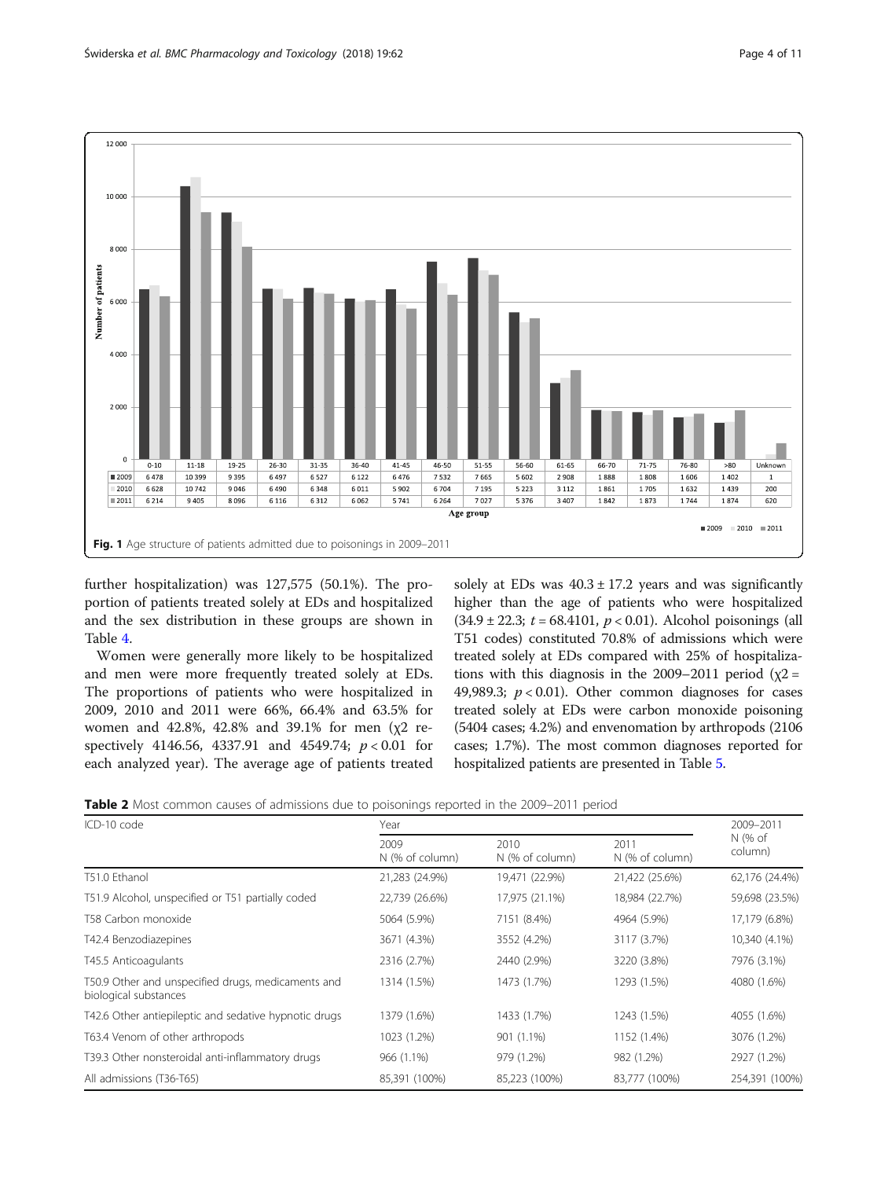| | 0-10 | 11-18 | 19-25 | 26-30 | 31-35 | 36-40 | 41-45 | 46-50 | 51-55 | 56-60 | 61-65 | 66-70 | 71-75 | 76-80 | >80 | Unknown |
|---|---|---|---|---|---|---|---|---|---|---|---|---|---|---|---|---|
| 2009 | 6 478 | 10 399 | 9 395 | 6 497 | 6 527 | 6 122 | 6 476 | 7 532 | 7 665 | 5 602 | 2 908 | 1 888 | 1 808 | 1 606 | 1 402 | 1 |
| 2010 | 6 628 | 10 742 | 9 046 | 6 490 | 6 348 | 6 011 | 5 902 | 6 704 | 7 195 | 5 223 | 3 112 | 1 861 | 1 705 | 1 632 | 1 439 | 200 |
| 2011 | 6 214 | 9 405 | 8 096 | 6 116 | 6 312 | 6 062 | 5 741 | 6 264 | 7 027 | 5 376 | 3 407 | 1 842 | 1 873 | 1 744 | 1 874 | 620 |

**Fig. 1** Age structure of patients admitted due to poisonings in 2009–2011

further hospitalization) was 127,575 (50.1%). The proportion of patients treated solely at EDs and hospitalized and the sex distribution in these groups are shown in Table 4.

Women were generally more likely to be hospitalized and men were more frequently treated solely at EDs. The proportions of patients who were hospitalized in 2009, 2010 and 2011 were 66%, 66.4% and 63.5% for women and 42.8%, 42.8% and 39.1% for men ($\chi^2$ respectively 4146.56, 4337.91 and 4549.74; $p < 0.01$ for each analyzed year). The average age of patients treated solely at EDs was $40.3 \pm 17.2$ years and was significantly higher than the age of patients who were hospitalized ($34.9 \pm 22.3$; $t = 68.4101$, $p < 0.01$). Alcohol poisonings (all T51 codes) constituted 70.8% of admissions which were treated solely at EDs compared with 25% of hospitalizations with this diagnosis in the 2009–2011 period ($\chi^2 = 49{,}989.3$; $p < 0.01$). Other common diagnoses for cases treated solely at EDs were carbon monoxide poisoning (5404 cases; 4.2%) and envenomation by arthropods (2106 cases; 1.7%). The most common diagnoses reported for hospitalized patients are presented in Table 5.

**Table 2** Most common causes of admissions due to poisonings reported in the 2009–2011 period

| ICD-10 code | Year | | | 2009–2011 N (% of column) |
|---|---|---|---|---|
| | 2009 N (% of column) | 2010 N (% of column) | 2011 N (% of column) | |
| T51.0 Ethanol | 21,283 (24.9%) | 19,471 (22.9%) | 21,422 (25.6%) | 62,176 (24.4%) |
| T51.9 Alcohol, unspecified or T51 partially coded | 22,739 (26.6%) | 17,975 (21.1%) | 18,984 (22.7%) | 59,698 (23.5%) |
| T58 Carbon monoxide | 5064 (5.9%) | 7151 (8.4%) | 4964 (5.9%) | 17,179 (6.8%) |
| T42.4 Benzodiazepines | 3671 (4.3%) | 3552 (4.2%) | 3117 (3.7%) | 10,340 (4.1%) |
| T45.5 Anticoagulants | 2316 (2.7%) | 2440 (2.9%) | 3220 (3.8%) | 7976 (3.1%) |
| T50.9 Other and unspecified drugs, medicaments and biological substances | 1314 (1.5%) | 1473 (1.7%) | 1293 (1.5%) | 4080 (1.6%) |
| T42.6 Other antiepileptic and sedative hypnotic drugs | 1379 (1.6%) | 1433 (1.7%) | 1243 (1.5%) | 4055 (1.6%) |
| T63.4 Venom of other arthropods | 1023 (1.2%) | 901 (1.1%) | 1152 (1.4%) | 3076 (1.2%) |
| T39.3 Other nonsteroidal anti-inflammatory drugs | 966 (1.1%) | 979 (1.2%) | 982 (1.2%) | 2927 (1.2%) |
| All admissions (T36-T65) | 85,391 (100%) | 85,223 (100%) | 83,777 (100%) | 254,391 (100%) |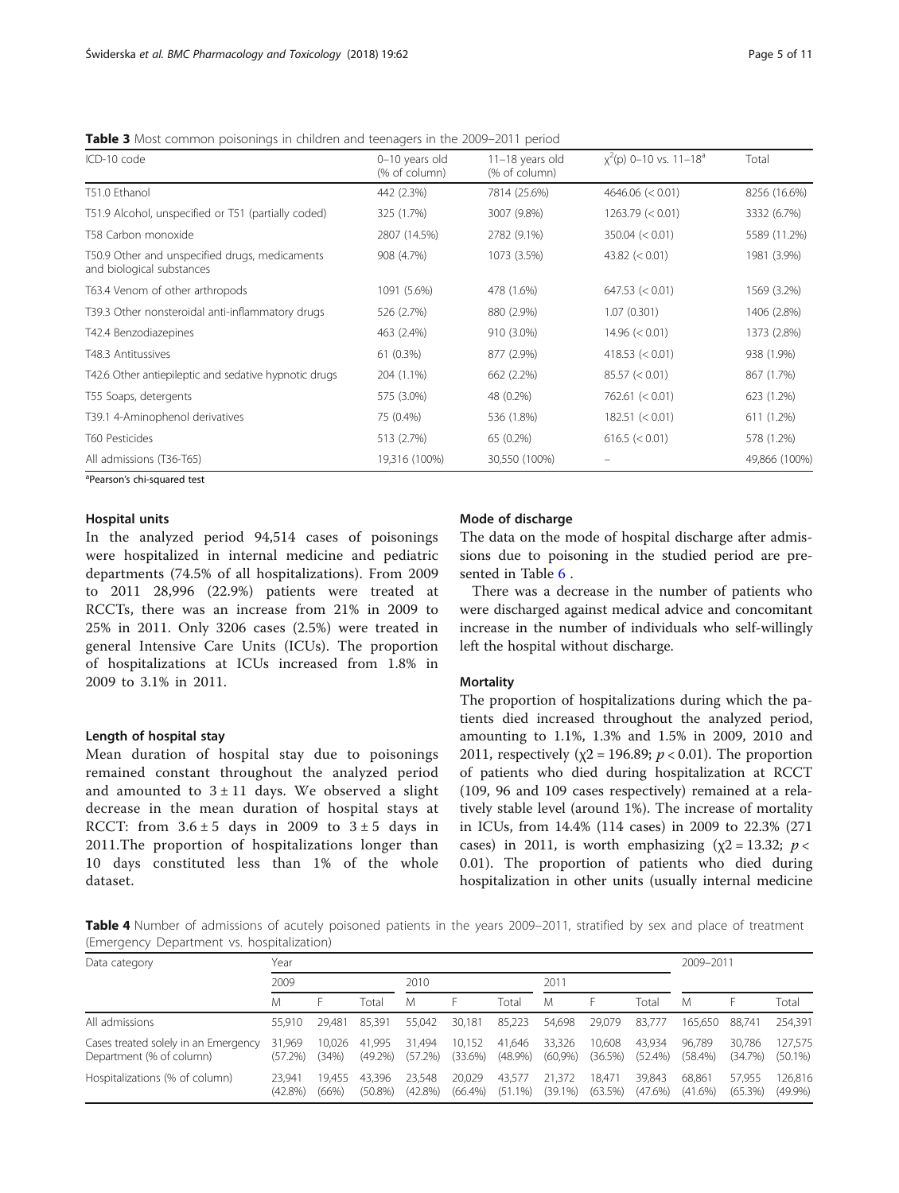**Table 3** Most common poisonings in children and teenagers in the 2009–2011 period

| ICD-10 code | 0–10 years old (% of column) | 11–18 years old (% of column) | $\chi^2$(p) 0–10 vs. 11–18[a] | Total |
|---|---|---|---|---|
| T51.0 Ethanol | 442 (2.3%) | 7814 (25.6%) | 4646.06 (< 0.01) | 8256 (16.6%) |
| T51.9 Alcohol, unspecified or T51 (partially coded) | 325 (1.7%) | 3007 (9.8%) | 1263.79 (< 0.01) | 3332 (6.7%) |
| T58 Carbon monoxide | 2807 (14.5%) | 2782 (9.1%) | 350.04 (< 0.01) | 5589 (11.2%) |
| T50.9 Other and unspecified drugs, medicaments and biological substances | 908 (4.7%) | 1073 (3.5%) | 43.82 (< 0.01) | 1981 (3.9%) |
| T63.4 Venom of other arthropods | 1091 (5.6%) | 478 (1.6%) | 647.53 (< 0.01) | 1569 (3.2%) |
| T39.3 Other nonsteroidal anti-inflammatory drugs | 526 (2.7%) | 880 (2.9%) | 1.07 (0.301) | 1406 (2.8%) |
| T42.4 Benzodiazepines | 463 (2.4%) | 910 (3.0%) | 14.96 (< 0.01) | 1373 (2.8%) |
| T48.3 Antitussives | 61 (0.3%) | 877 (2.9%) | 418.53 (< 0.01) | 938 (1.9%) |
| T42.6 Other antiepileptic and sedative hypnotic drugs | 204 (1.1%) | 662 (2.2%) | 85.57 (< 0.01) | 867 (1.7%) |
| T55 Soaps, detergents | 575 (3.0%) | 48 (0.2%) | 762.61 (< 0.01) | 623 (1.2%) |
| T39.1 4-Aminophenol derivatives | 75 (0.4%) | 536 (1.8%) | 182.51 (< 0.01) | 611 (1.2%) |
| T60 Pesticides | 513 (2.7%) | 65 (0.2%) | 616.5 (< 0.01) | 578 (1.2%) |
| All admissions (T36-T65) | 19,316 (100%) | 30,550 (100%) | – | 49,866 (100%) |

[a]Pearson's chi-squared test

### Hospital units

In the analyzed period 94,514 cases of poisonings were hospitalized in internal medicine and pediatric departments (74.5% of all hospitalizations). From 2009 to 2011 28,996 (22.9%) patients were treated at RCCTs, there was an increase from 21% in 2009 to 25% in 2011. Only 3206 cases (2.5%) were treated in general Intensive Care Units (ICUs). The proportion of hospitalizations at ICUs increased from 1.8% in 2009 to 3.1% in 2011.

### Length of hospital stay

Mean duration of hospital stay due to poisonings remained constant throughout the analyzed period and amounted to $3 \pm 11$ days. We observed a slight decrease in the mean duration of hospital stays at RCCT: from $3.6 \pm 5$ days in 2009 to $3 \pm 5$ days in 2011.The proportion of hospitalizations longer than 10 days constituted less than 1% of the whole dataset.

### Mode of discharge

The data on the mode of hospital discharge after admissions due to poisoning in the studied period are presented in Table 6 .

There was a decrease in the number of patients who were discharged against medical advice and concomitant increase in the number of individuals who self-willingly left the hospital without discharge.

### Mortality

The proportion of hospitalizations during which the patients died increased throughout the analyzed period, amounting to 1.1%, 1.3% and 1.5% in 2009, 2010 and 2011, respectively ($\chi2 = 196.89$; $p < 0.01$). The proportion of patients who died during hospitalization at RCCT (109, 96 and 109 cases respectively) remained at a relatively stable level (around 1%). The increase of mortality in ICUs, from 14.4% (114 cases) in 2009 to 22.3% (271 cases) in 2011, is worth emphasizing ($\chi2 = 13.32$; $p < 0.01$). The proportion of patients who died during hospitalization in other units (usually internal medicine

**Table 4** Number of admissions of acutely poisoned patients in the years 2009–2011, stratified by sex and place of treatment (Emergency Department vs. hospitalization)

| Data category | Year | | | | | | | | | 2009–2011 | | |
|---|---|---|---|---|---|---|---|---|---|---|---|---|
| | 2009 | | | 2010 | | | 2011 | | | | | |
| | M | F | Total | M | F | Total | M | F | Total | M | F | Total |
| All admissions | 55,910 | 29,481 | 85,391 | 55,042 | 30,181 | 85,223 | 54,698 | 29,079 | 83,777 | 165,650 | 88,741 | 254,391 |
| Cases treated solely in an Emergency Department (% of column) | 31,969 (57.2%) | 10,026 (34%) | 41,995 (49.2%) | 31,494 (57.2%) | 10,152 (33.6%) | 41,646 (48.9%) | 33,326 (60,9%) | 10,608 (36.5%) | 43,934 (52.4%) | 96,789 (58.4%) | 30,786 (34.7%) | 127,575 (50.1%) |
| Hospitalizations (% of column) | 23,941 (42.8%) | 19,455 (66%) | 43,396 (50.8%) | 23,548 (42.8%) | 20,029 (66.4%) | 43,577 (51.1%) | 21,372 (39.1%) | 18,471 (63.5%) | 39,843 (47.6%) | 68,861 (41.6%) | 57,955 (65.3%) | 126,816 (49.9%) |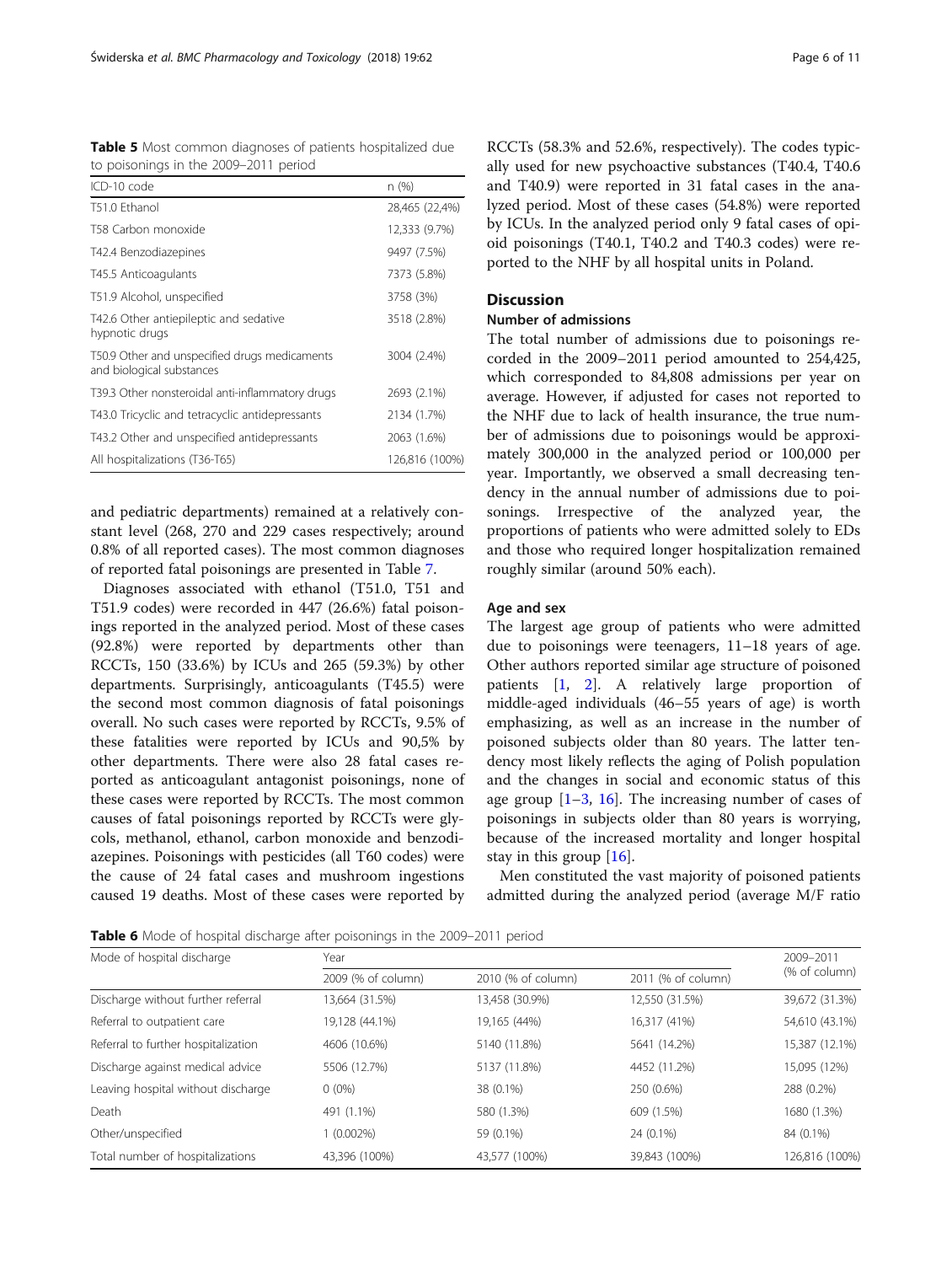**Table 5** Most common diagnoses of patients hospitalized due to poisonings in the 2009–2011 period

| ICD-10 code | n (%) |
| --- | --- |
| T51.0 Ethanol | 28,465 (22,4%) |
| T58 Carbon monoxide | 12,333 (9.7%) |
| T42.4 Benzodiazepines | 9497 (7.5%) |
| T45.5 Anticoagulants | 7373 (5.8%) |
| T51.9 Alcohol, unspecified | 3758 (3%) |
| T42.6 Other antiepileptic and sedative hypnotic drugs | 3518 (2.8%) |
| T50.9 Other and unspecified drugs medicaments and biological substances | 3004 (2.4%) |
| T39.3 Other nonsteroidal anti-inflammatory drugs | 2693 (2.1%) |
| T43.0 Tricyclic and tetracyclic antidepressants | 2134 (1.7%) |
| T43.2 Other and unspecified antidepressants | 2063 (1.6%) |
| All hospitalizations (T36-T65) | 126,816 (100%) |

and pediatric departments) remained at a relatively constant level (268, 270 and 229 cases respectively; around 0.8% of all reported cases). The most common diagnoses of reported fatal poisonings are presented in Table 7.

Diagnoses associated with ethanol (T51.0, T51 and T51.9 codes) were recorded in 447 (26.6%) fatal poisonings reported in the analyzed period. Most of these cases (92.8%) were reported by departments other than RCCTs, 150 (33.6%) by ICUs and 265 (59.3%) by other departments. Surprisingly, anticoagulants (T45.5) were the second most common diagnosis of fatal poisonings overall. No such cases were reported by RCCTs, 9.5% of these fatalities were reported by ICUs and 90,5% by other departments. There were also 28 fatal cases reported as anticoagulant antagonist poisonings, none of these cases were reported by RCCTs. The most common causes of fatal poisonings reported by RCCTs were glycols, methanol, ethanol, carbon monoxide and benzodiazepines. Poisonings with pesticides (all T60 codes) were the cause of 24 fatal cases and mushroom ingestions caused 19 deaths. Most of these cases were reported by RCCTs (58.3% and 52.6%, respectively). The codes typically used for new psychoactive substances (T40.4, T40.6 and T40.9) were reported in 31 fatal cases in the analyzed period. Most of these cases (54.8%) were reported by ICUs. In the analyzed period only 9 fatal cases of opioid poisonings (T40.1, T40.2 and T40.3 codes) were reported to the NHF by all hospital units in Poland.

## Discussion

### Number of admissions

The total number of admissions due to poisonings recorded in the 2009–2011 period amounted to 254,425, which corresponded to 84,808 admissions per year on average. However, if adjusted for cases not reported to the NHF due to lack of health insurance, the true number of admissions due to poisonings would be approximately 300,000 in the analyzed period or 100,000 per year. Importantly, we observed a small decreasing tendency in the annual number of admissions due to poisonings. Irrespective of the analyzed year, the proportions of patients who were admitted solely to EDs and those who required longer hospitalization remained roughly similar (around 50% each).

### Age and sex

The largest age group of patients who were admitted due to poisonings were teenagers, 11–18 years of age. Other authors reported similar age structure of poisoned patients [1, 2]. A relatively large proportion of middle-aged individuals (46–55 years of age) is worth emphasizing, as well as an increase in the number of poisoned subjects older than 80 years. The latter tendency most likely reflects the aging of Polish population and the changes in social and economic status of this age group [1–3, 16]. The increasing number of cases of poisonings in subjects older than 80 years is worrying, because of the increased mortality and longer hospital stay in this group [16].

Men constituted the vast majority of poisoned patients admitted during the analyzed period (average M/F ratio

**Table 6** Mode of hospital discharge after poisonings in the 2009–2011 period

| Mode of hospital discharge | Year | | | 2009–2011 (% of column) |
| --- | --- | --- | --- | --- |
| | 2009 (% of column) | 2010 (% of column) | 2011 (% of column) | |
| Discharge without further referral | 13,664 (31.5%) | 13,458 (30.9%) | 12,550 (31.5%) | 39,672 (31.3%) |
| Referral to outpatient care | 19,128 (44.1%) | 19,165 (44%) | 16,317 (41%) | 54,610 (43.1%) |
| Referral to further hospitalization | 4606 (10.6%) | 5140 (11.8%) | 5641 (14.2%) | 15,387 (12.1%) |
| Discharge against medical advice | 5506 (12.7%) | 5137 (11.8%) | 4452 (11.2%) | 15,095 (12%) |
| Leaving hospital without discharge | 0 (0%) | 38 (0.1%) | 250 (0.6%) | 288 (0.2%) |
| Death | 491 (1.1%) | 580 (1.3%) | 609 (1.5%) | 1680 (1.3%) |
| Other/unspecified | 1 (0.002%) | 59 (0.1%) | 24 (0.1%) | 84 (0.1%) |
| Total number of hospitalizations | 43,396 (100%) | 43,577 (100%) | 39,843 (100%) | 126,816 (100%) |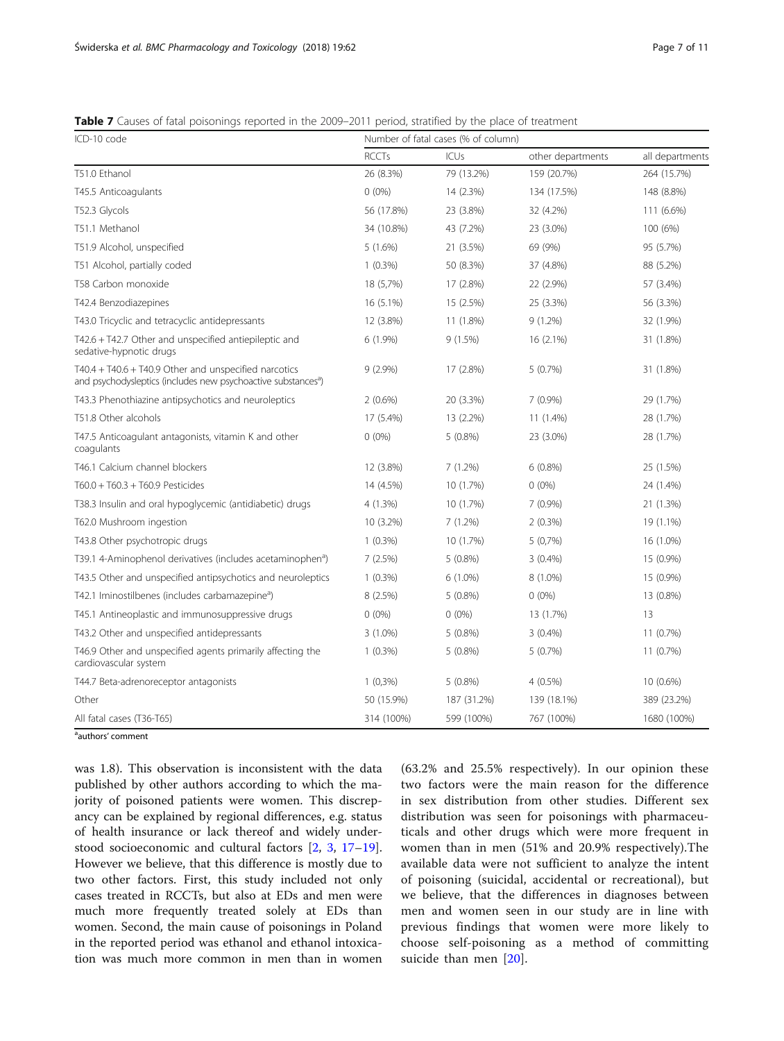**Table 7** Causes of fatal poisonings reported in the 2009–2011 period, stratified by the place of treatment

| ICD-10 code | Number of fatal cases (% of column) | | | |
|---|---|---|---|---|
| | RCCTs | ICUs | other departments | all departments |
| T51.0 Ethanol | 26 (8.3%) | 79 (13.2%) | 159 (20.7%) | 264 (15.7%) |
| T45.5 Anticoagulants | 0 (0%) | 14 (2.3%) | 134 (17.5%) | 148 (8.8%) |
| T52.3 Glycols | 56 (17.8%) | 23 (3.8%) | 32 (4.2%) | 111 (6.6%) |
| T51.1 Methanol | 34 (10.8%) | 43 (7.2%) | 23 (3.0%) | 100 (6%) |
| T51.9 Alcohol, unspecified | 5 (1.6%) | 21 (3.5%) | 69 (9%) | 95 (5.7%) |
| T51 Alcohol, partially coded | 1 (0.3%) | 50 (8.3%) | 37 (4.8%) | 88 (5.2%) |
| T58 Carbon monoxide | 18 (5,7%) | 17 (2.8%) | 22 (2.9%) | 57 (3.4%) |
| T42.4 Benzodiazepines | 16 (5.1%) | 15 (2.5%) | 25 (3.3%) | 56 (3.3%) |
| T43.0 Tricyclic and tetracyclic antidepressants | 12 (3.8%) | 11 (1.8%) | 9 (1.2%) | 32 (1.9%) |
| T42.6 + T42.7 Other and unspecified antiepileptic and sedative-hypnotic drugs | 6 (1.9%) | 9 (1.5%) | 16 (2.1%) | 31 (1.8%) |
| T40.4 + T40.6 + T40.9 Other and unspecified narcotics and psychodysleptics (includes new psychoactive substances[a]) | 9 (2.9%) | 17 (2.8%) | 5 (0.7%) | 31 (1.8%) |
| T43.3 Phenothiazine antipsychotics and neuroleptics | 2 (0.6%) | 20 (3.3%) | 7 (0.9%) | 29 (1.7%) |
| T51.8 Other alcohols | 17 (5.4%) | 13 (2.2%) | 11 (1.4%) | 28 (1.7%) |
| T47.5 Anticoagulant antagonists, vitamin K and other coagulants | 0 (0%) | 5 (0.8%) | 23 (3.0%) | 28 (1.7%) |
| T46.1 Calcium channel blockers | 12 (3.8%) | 7 (1.2%) | 6 (0.8%) | 25 (1.5%) |
| T60.0 + T60.3 + T60.9 Pesticides | 14 (4.5%) | 10 (1.7%) | 0 (0%) | 24 (1.4%) |
| T38.3 Insulin and oral hypoglycemic (antidiabetic) drugs | 4 (1.3%) | 10 (1.7%) | 7 (0.9%) | 21 (1.3%) |
| T62.0 Mushroom ingestion | 10 (3.2%) | 7 (1.2%) | 2 (0.3%) | 19 (1.1%) |
| T43.8 Other psychotropic drugs | 1 (0.3%) | 10 (1.7%) | 5 (0,7%) | 16 (1.0%) |
| T39.1 4-Aminophenol derivatives (includes acetaminophen[a]) | 7 (2.5%) | 5 (0.8%) | 3 (0.4%) | 15 (0.9%) |
| T43.5 Other and unspecified antipsychotics and neuroleptics | 1 (0.3%) | 6 (1.0%) | 8 (1.0%) | 15 (0.9%) |
| T42.1 Iminostilbenes (includes carbamazepine[a]) | 8 (2.5%) | 5 (0.8%) | 0 (0%) | 13 (0.8%) |
| T45.1 Antineoplastic and immunosuppressive drugs | 0 (0%) | 0 (0%) | 13 (1.7%) | 13 |
| T43.2 Other and unspecified antidepressants | 3 (1.0%) | 5 (0.8%) | 3 (0.4%) | 11 (0.7%) |
| T46.9 Other and unspecified agents primarily affecting the cardiovascular system | 1 (0.3%) | 5 (0.8%) | 5 (0.7%) | 11 (0.7%) |
| T44.7 Beta-adrenoreceptor antagonists | 1 (0,3%) | 5 (0.8%) | 4 (0.5%) | 10 (0.6%) |
| Other | 50 (15.9%) | 187 (31.2%) | 139 (18.1%) | 389 (23.2%) |
| All fatal cases (T36-T65) | 314 (100%) | 599 (100%) | 767 (100%) | 1680 (100%) |

[a]authors' comment

was 1.8). This observation is inconsistent with the data published by other authors according to which the majority of poisoned patients were women. This discrepancy can be explained by regional differences, e.g. status of health insurance or lack thereof and widely understood socioeconomic and cultural factors [2, 3, 17–19]. However we believe, that this difference is mostly due to two other factors. First, this study included not only cases treated in RCCTs, but also at EDs and men were much more frequently treated solely at EDs than women. Second, the main cause of poisonings in Poland in the reported period was ethanol and ethanol intoxication was much more common in men than in women (63.2% and 25.5% respectively). In our opinion these two factors were the main reason for the difference in sex distribution from other studies. Different sex distribution was seen for poisonings with pharmaceuticals and other drugs which were more frequent in women than in men (51% and 20.9% respectively).The available data were not sufficient to analyze the intent of poisoning (suicidal, accidental or recreational), but we believe, that the differences in diagnoses between men and women seen in our study are in line with previous findings that women were more likely to choose self-poisoning as a method of committing suicide than men [20].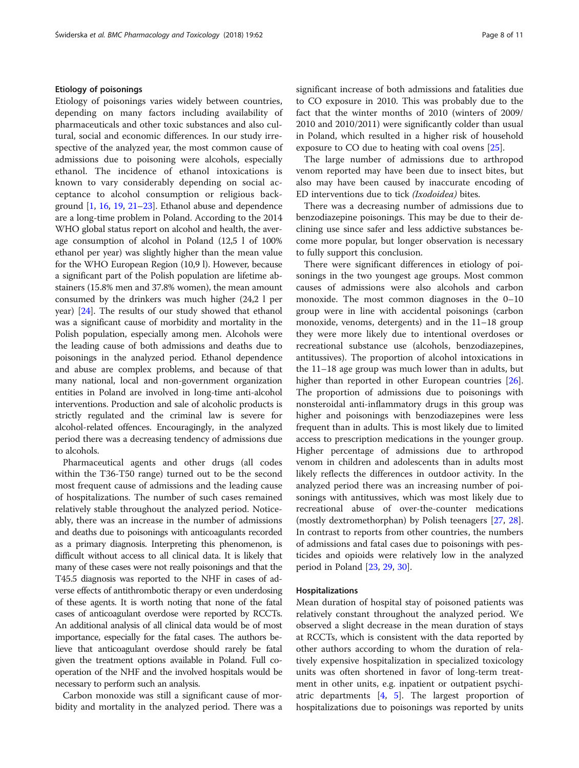### Etiology of poisonings

Etiology of poisonings varies widely between countries, depending on many factors including availability of pharmaceuticals and other toxic substances and also cultural, social and economic differences. In our study irrespective of the analyzed year, the most common cause of admissions due to poisoning were alcohols, especially ethanol. The incidence of ethanol intoxications is known to vary considerably depending on social acceptance to alcohol consumption or religious background [1, 16, 19, 21–23]. Ethanol abuse and dependence are a long-time problem in Poland. According to the 2014 WHO global status report on alcohol and health, the average consumption of alcohol in Poland (12,5 l of 100% ethanol per year) was slightly higher than the mean value for the WHO European Region (10,9 l). However, because a significant part of the Polish population are lifetime abstainers (15.8% men and 37.8% women), the mean amount consumed by the drinkers was much higher (24,2 l per year) [24]. The results of our study showed that ethanol was a significant cause of morbidity and mortality in the Polish population, especially among men. Alcohols were the leading cause of both admissions and deaths due to poisonings in the analyzed period. Ethanol dependence and abuse are complex problems, and because of that many national, local and non-government organization entities in Poland are involved in long-time anti-alcohol interventions. Production and sale of alcoholic products is strictly regulated and the criminal law is severe for alcohol-related offences. Encouragingly, in the analyzed period there was a decreasing tendency of admissions due to alcohols.

Pharmaceutical agents and other drugs (all codes within the T36-T50 range) turned out to be the second most frequent cause of admissions and the leading cause of hospitalizations. The number of such cases remained relatively stable throughout the analyzed period. Noticeably, there was an increase in the number of admissions and deaths due to poisonings with anticoagulants recorded as a primary diagnosis. Interpreting this phenomenon, is difficult without access to all clinical data. It is likely that many of these cases were not really poisonings and that the T45.5 diagnosis was reported to the NHF in cases of adverse effects of antithrombotic therapy or even underdosing of these agents. It is worth noting that none of the fatal cases of anticoagulant overdose were reported by RCCTs. An additional analysis of all clinical data would be of most importance, especially for the fatal cases. The authors believe that anticoagulant overdose should rarely be fatal given the treatment options available in Poland. Full cooperation of the NHF and the involved hospitals would be necessary to perform such an analysis.

Carbon monoxide was still a significant cause of morbidity and mortality in the analyzed period. There was a significant increase of both admissions and fatalities due to CO exposure in 2010. This was probably due to the fact that the winter months of 2010 (winters of 2009/2010 and 2010/2011) were significantly colder than usual in Poland, which resulted in a higher risk of household exposure to CO due to heating with coal ovens [25].

The large number of admissions due to arthropod venom reported may have been due to insect bites, but also may have been caused by inaccurate encoding of ED interventions due to tick *(Ixodoidea)* bites.

There was a decreasing number of admissions due to benzodiazepine poisonings. This may be due to their declining use since safer and less addictive substances become more popular, but longer observation is necessary to fully support this conclusion.

There were significant differences in etiology of poisonings in the two youngest age groups. Most common causes of admissions were also alcohols and carbon monoxide. The most common diagnoses in the 0–10 group were in line with accidental poisonings (carbon monoxide, venoms, detergents) and in the 11–18 group they were more likely due to intentional overdoses or recreational substance use (alcohols, benzodiazepines, antitussives). The proportion of alcohol intoxications in the 11–18 age group was much lower than in adults, but higher than reported in other European countries [26]. The proportion of admissions due to poisonings with nonsteroidal anti-inflammatory drugs in this group was higher and poisonings with benzodiazepines were less frequent than in adults. This is most likely due to limited access to prescription medications in the younger group. Higher percentage of admissions due to arthropod venom in children and adolescents than in adults most likely reflects the differences in outdoor activity. In the analyzed period there was an increasing number of poisonings with antitussives, which was most likely due to recreational abuse of over-the-counter medications (mostly dextromethorphan) by Polish teenagers [27, 28]. In contrast to reports from other countries, the numbers of admissions and fatal cases due to poisonings with pesticides and opioids were relatively low in the analyzed period in Poland [23, 29, 30].

### Hospitalizations

Mean duration of hospital stay of poisoned patients was relatively constant throughout the analyzed period. We observed a slight decrease in the mean duration of stays at RCCTs, which is consistent with the data reported by other authors according to whom the duration of relatively expensive hospitalization in specialized toxicology units was often shortened in favor of long-term treatment in other units, e.g. inpatient or outpatient psychiatric departments [4, 5]. The largest proportion of hospitalizations due to poisonings was reported by units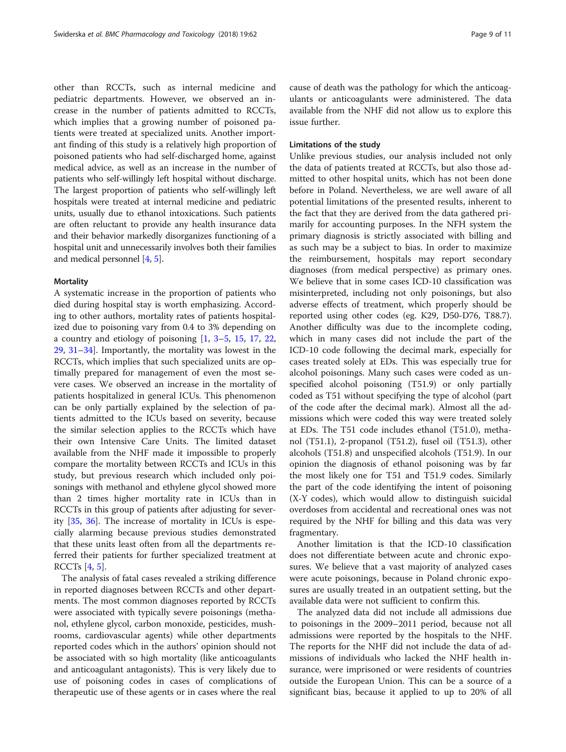other than RCCTs, such as internal medicine and pediatric departments. However, we observed an increase in the number of patients admitted to RCCTs, which implies that a growing number of poisoned patients were treated at specialized units. Another important finding of this study is a relatively high proportion of poisoned patients who had self-discharged home, against medical advice, as well as an increase in the number of patients who self-willingly left hospital without discharge. The largest proportion of patients who self-willingly left hospitals were treated at internal medicine and pediatric units, usually due to ethanol intoxications. Such patients are often reluctant to provide any health insurance data and their behavior markedly disorganizes functioning of a hospital unit and unnecessarily involves both their families and medical personnel [4, 5].

#### Mortality

A systematic increase in the proportion of patients who died during hospital stay is worth emphasizing. According to other authors, mortality rates of patients hospitalized due to poisoning vary from 0.4 to 3% depending on a country and etiology of poisoning [1, 3–5, 15, 17, 22, 29, 31–34]. Importantly, the mortality was lowest in the RCCTs, which implies that such specialized units are optimally prepared for management of even the most severe cases. We observed an increase in the mortality of patients hospitalized in general ICUs. This phenomenon can be only partially explained by the selection of patients admitted to the ICUs based on severity, because the similar selection applies to the RCCTs which have their own Intensive Care Units. The limited dataset available from the NHF made it impossible to properly compare the mortality between RCCTs and ICUs in this study, but previous research which included only poisonings with methanol and ethylene glycol showed more than 2 times higher mortality rate in ICUs than in RCCTs in this group of patients after adjusting for severity [35, 36]. The increase of mortality in ICUs is especially alarming because previous studies demonstrated that these units least often from all the departments referred their patients for further specialized treatment at RCCTs [4, 5].

The analysis of fatal cases revealed a striking difference in reported diagnoses between RCCTs and other departments. The most common diagnoses reported by RCCTs were associated with typically severe poisonings (methanol, ethylene glycol, carbon monoxide, pesticides, mushrooms, cardiovascular agents) while other departments reported codes which in the authors' opinion should not be associated with so high mortality (like anticoagulants and anticoagulant antagonists). This is very likely due to use of poisoning codes in cases of complications of therapeutic use of these agents or in cases where the real cause of death was the pathology for which the anticoagulants or anticoagulants were administered. The data available from the NHF did not allow us to explore this issue further.

#### Limitations of the study

Unlike previous studies, our analysis included not only the data of patients treated at RCCTs, but also those admitted to other hospital units, which has not been done before in Poland. Nevertheless, we are well aware of all potential limitations of the presented results, inherent to the fact that they are derived from the data gathered primarily for accounting purposes. In the NFH system the primary diagnosis is strictly associated with billing and as such may be a subject to bias. In order to maximize the reimbursement, hospitals may report secondary diagnoses (from medical perspective) as primary ones. We believe that in some cases ICD-10 classification was misinterpreted, including not only poisonings, but also adverse effects of treatment, which properly should be reported using other codes (eg. K29, D50-D76, T88.7). Another difficulty was due to the incomplete coding, which in many cases did not include the part of the ICD-10 code following the decimal mark, especially for cases treated solely at EDs. This was especially true for alcohol poisonings. Many such cases were coded as unspecified alcohol poisoning (T51.9) or only partially coded as T51 without specifying the type of alcohol (part of the code after the decimal mark). Almost all the admissions which were coded this way were treated solely at EDs. The T51 code includes ethanol (T51.0), methanol (T51.1), 2-propanol (T51.2), fusel oil (T51.3), other alcohols (T51.8) and unspecified alcohols (T51.9). In our opinion the diagnosis of ethanol poisoning was by far the most likely one for T51 and T51.9 codes. Similarly the part of the code identifying the intent of poisoning (X-Y codes), which would allow to distinguish suicidal overdoses from accidental and recreational ones was not required by the NHF for billing and this data was very fragmentary.

Another limitation is that the ICD-10 classification does not differentiate between acute and chronic exposures. We believe that a vast majority of analyzed cases were acute poisonings, because in Poland chronic exposures are usually treated in an outpatient setting, but the available data were not sufficient to confirm this.

The analyzed data did not include all admissions due to poisonings in the 2009–2011 period, because not all admissions were reported by the hospitals to the NHF. The reports for the NHF did not include the data of admissions of individuals who lacked the NHF health insurance, were imprisoned or were residents of countries outside the European Union. This can be a source of a significant bias, because it applied to up to 20% of all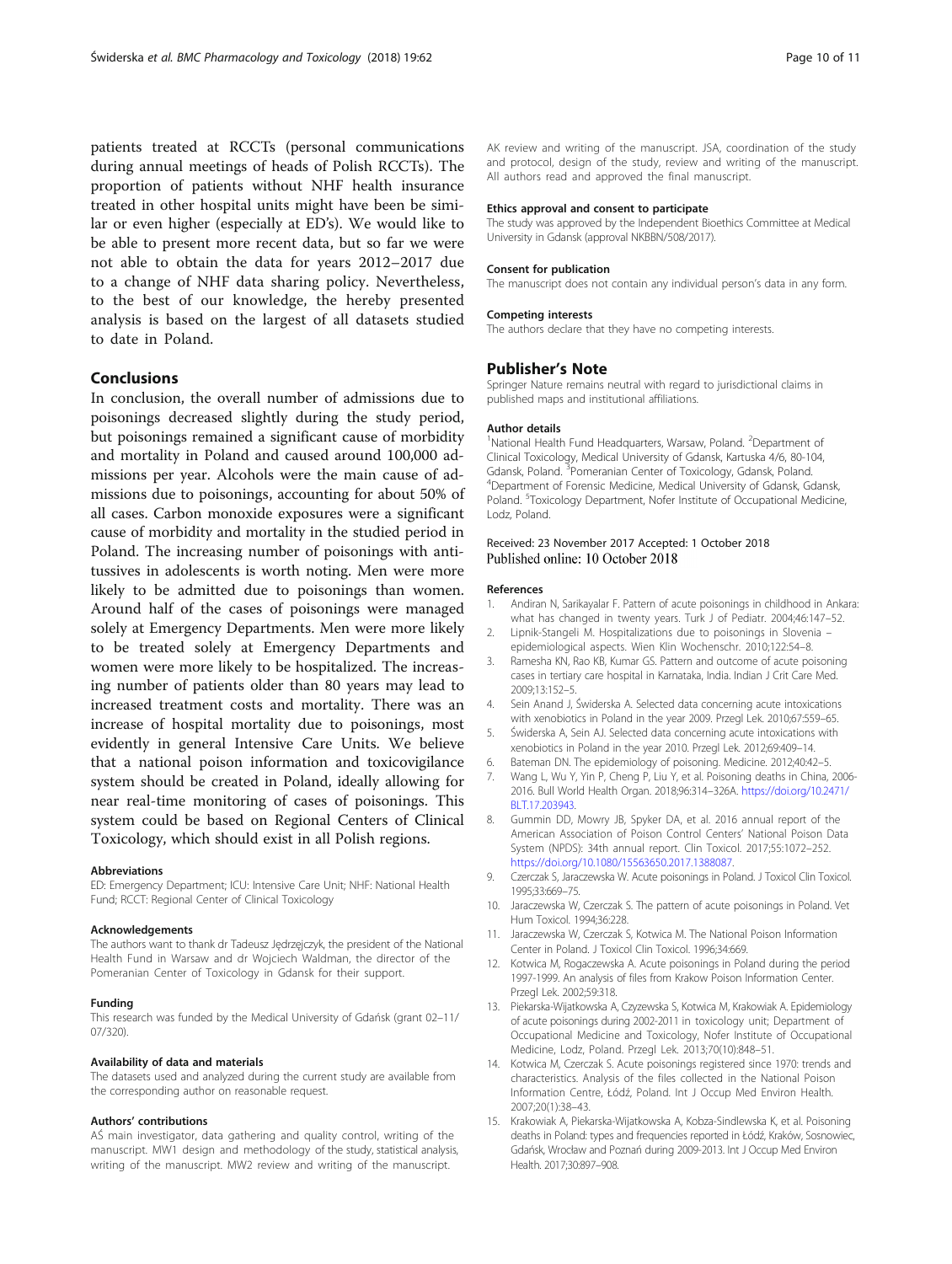patients treated at RCCTs (personal communications during annual meetings of heads of Polish RCCTs). The proportion of patients without NHF health insurance treated in other hospital units might have been be similar or even higher (especially at ED's). We would like to be able to present more recent data, but so far we were not able to obtain the data for years 2012–2017 due to a change of NHF data sharing policy. Nevertheless, to the best of our knowledge, the hereby presented analysis is based on the largest of all datasets studied to date in Poland.

## Conclusions

In conclusion, the overall number of admissions due to poisonings decreased slightly during the study period, but poisonings remained a significant cause of morbidity and mortality in Poland and caused around 100,000 admissions per year. Alcohols were the main cause of admissions due to poisonings, accounting for about 50% of all cases. Carbon monoxide exposures were a significant cause of morbidity and mortality in the studied period in Poland. The increasing number of poisonings with antitussives in adolescents is worth noting. Men were more likely to be admitted due to poisonings than women. Around half of the cases of poisonings were managed solely at Emergency Departments. Men were more likely to be treated solely at Emergency Departments and women were more likely to be hospitalized. The increasing number of patients older than 80 years may lead to increased treatment costs and mortality. There was an increase of hospital mortality due to poisonings, most evidently in general Intensive Care Units. We believe that a national poison information and toxicovigilance system should be created in Poland, ideally allowing for near real-time monitoring of cases of poisonings. This system could be based on Regional Centers of Clinical Toxicology, which should exist in all Polish regions.

#### Abbreviations

ED: Emergency Department; ICU: Intensive Care Unit; NHF: National Health Fund; RCCT: Regional Center of Clinical Toxicology

#### Acknowledgements

The authors want to thank dr Tadeusz Jędrzejczyk, the president of the National Health Fund in Warsaw and dr Wojciech Waldman, the director of the Pomeranian Center of Toxicology in Gdansk for their support.

#### Funding

This research was funded by the Medical University of Gdańsk (grant 02–11/07/320).

#### Availability of data and materials

The datasets used and analyzed during the current study are available from the corresponding author on reasonable request.

#### Authors' contributions

AŚ main investigator, data gathering and quality control, writing of the manuscript. MW1 design and methodology of the study, statistical analysis, writing of the manuscript. MW2 review and writing of the manuscript. AK review and writing of the manuscript. JSA, coordination of the study and protocol, design of the study, review and writing of the manuscript. All authors read and approved the final manuscript.

#### Ethics approval and consent to participate

The study was approved by the Independent Bioethics Committee at Medical University in Gdansk (approval NKBBN/508/2017).

#### Consent for publication

The manuscript does not contain any individual person's data in any form.

#### Competing interests

The authors declare that they have no competing interests.

## Publisher's Note

Springer Nature remains neutral with regard to jurisdictional claims in published maps and institutional affiliations.

#### Author details

[1]National Health Fund Headquarters, Warsaw, Poland. [2]Department of Clinical Toxicology, Medical University of Gdansk, Kartuska 4/6, 80-104, Gdansk, Poland. [3]Pomeranian Center of Toxicology, Gdansk, Poland. [4]Department of Forensic Medicine, Medical University of Gdansk, Gdansk, Poland. [5]Toxicology Department, Nofer Institute of Occupational Medicine, Lodz, Poland.

Received: 23 November 2017 Accepted: 1 October 2018
Published online: 10 October 2018

#### References

1. Andiran N, Sarikayalar F. Pattern of acute poisonings in childhood in Ankara: what has changed in twenty years. Turk J of Pediatr. 2004;46:147–52.
2. Lipnik-Stangeli M. Hospitalizations due to poisonings in Slovenia – epidemiological aspects. Wien Klin Wochenschr. 2010;122:54–8.
3. Ramesha KN, Rao KB, Kumar GS. Pattern and outcome of acute poisoning cases in tertiary care hospital in Karnataka, India. Indian J Crit Care Med. 2009;13:152–5.
4. Sein Anand J, Świderska A. Selected data concerning acute intoxications with xenobiotics in Poland in the year 2009. Przegl Lek. 2010;67:559–65.
5. Świderska A, Sein AJ. Selected data concerning acute intoxications with xenobiotics in Poland in the year 2010. Przegl Lek. 2012;69:409–14.
6. Bateman DN. The epidemiology of poisoning. Medicine. 2012;40:42–5.
7. Wang L, Wu Y, Yin P, Cheng P, Liu Y, et al. Poisoning deaths in China, 2006-2016. Bull World Health Organ. 2018;96:314–326A. https://doi.org/10.2471/BLT.17.203943.
8. Gummin DD, Mowry JB, Spyker DA, et al. 2016 annual report of the American Association of Poison Control Centers' National Poison Data System (NPDS): 34th annual report. Clin Toxicol. 2017;55:1072–252. https://doi.org/10.1080/15563650.2017.1388087.
9. Czerczak S, Jaraczewska W. Acute poisonings in Poland. J Toxicol Clin Toxicol. 1995;33:669–75.
10. Jaraczewska W, Czerczak S. The pattern of acute poisonings in Poland. Vet Hum Toxicol. 1994;36:228.
11. Jaraczewska W, Czerczak S, Kotwica M. The National Poison Information Center in Poland. J Toxicol Clin Toxicol. 1996;34:669.
12. Kotwica M, Rogaczewska A. Acute poisonings in Poland during the period 1997-1999. An analysis of files from Krakow Poison Information Center. Przegl Lek. 2002;59:318.
13. Piekarska-Wijatkowska A, Czyzewska S, Kotwica M, Krakowiak A. Epidemiology of acute poisonings during 2002-2011 in toxicology unit; Department of Occupational Medicine and Toxicology, Nofer Institute of Occupational Medicine, Lodz, Poland. Przegl Lek. 2013;70(10):848–51.
14. Kotwica M, Czerczak S. Acute poisonings registered since 1970: trends and characteristics. Analysis of the files collected in the National Poison Information Centre, Łódź, Poland. Int J Occup Med Environ Health. 2007;20(1):38–43.
15. Krakowiak A, Piekarska-Wijatkowska A, Kobza-Sindlewska K, et al. Poisoning deaths in Poland: types and frequencies reported in Łódź, Kraków, Sosnowiec, Gdańsk, Wrocław and Poznań during 2009-2013. Int J Occup Med Environ Health. 2017;30:897–908.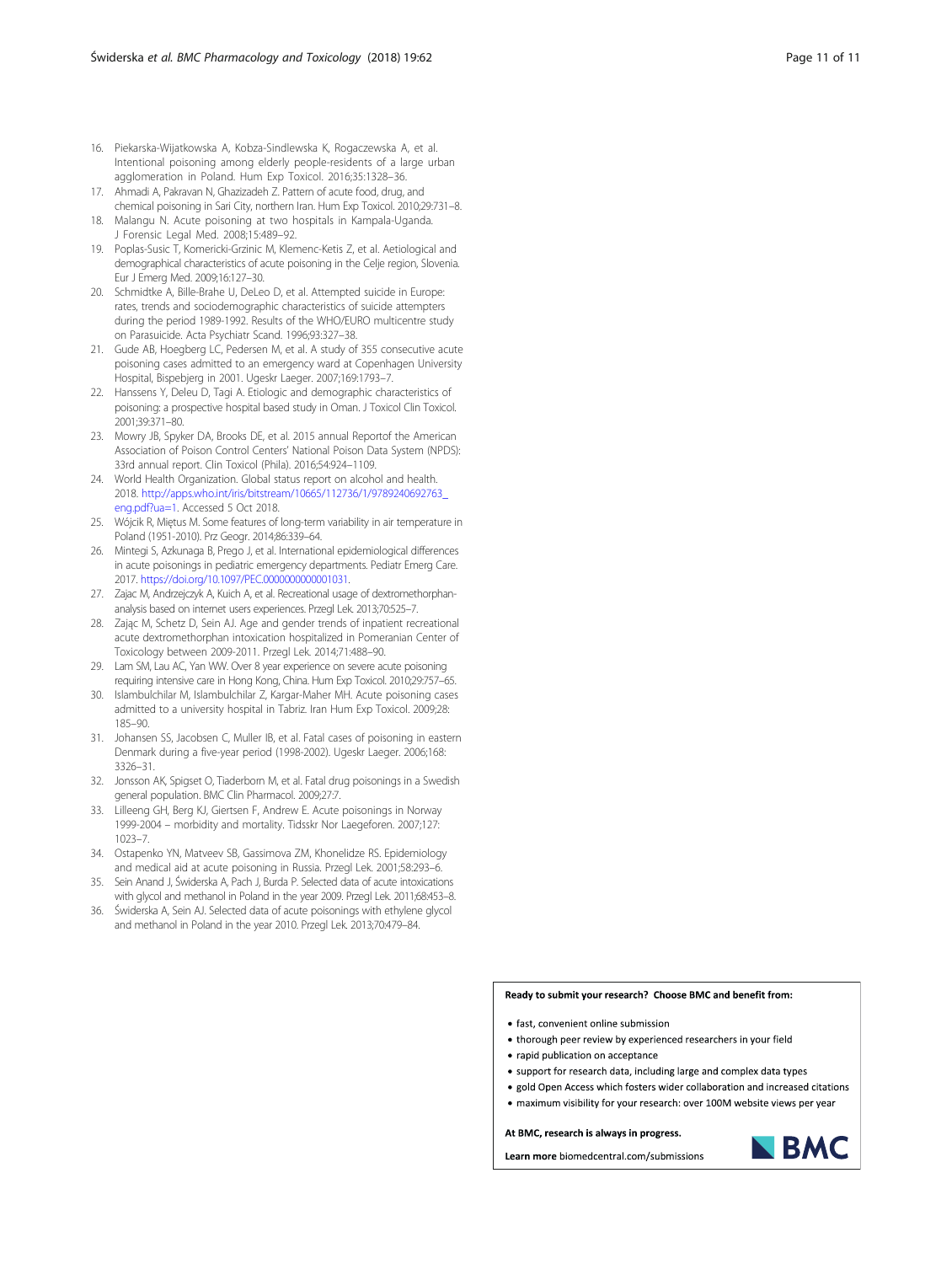16. Piekarska-Wijatkowska A, Kobza-Sindlewska K, Rogaczewska A, et al. Intentional poisoning among elderly people-residents of a large urban agglomeration in Poland. Hum Exp Toxicol. 2016;35:1328–36.
17. Ahmadi A, Pakravan N, Ghazizadeh Z. Pattern of acute food, drug, and chemical poisoning in Sari City, northern Iran. Hum Exp Toxicol. 2010;29:731–8.
18. Malangu N. Acute poisoning at two hospitals in Kampala-Uganda. J Forensic Legal Med. 2008;15:489–92.
19. Poplas-Susic T, Komericki-Grzinic M, Klemenc-Ketis Z, et al. Aetiological and demographical characteristics of acute poisoning in the Celje region, Slovenia. Eur J Emerg Med. 2009;16:127–30.
20. Schmidtke A, Bille-Brahe U, DeLeo D, et al. Attempted suicide in Europe: rates, trends and sociodemographic characteristics of suicide attempters during the period 1989-1992. Results of the WHO/EURO multicentre study on Parasuicide. Acta Psychiatr Scand. 1996;93:327–38.
21. Gude AB, Hoegberg LC, Pedersen M, et al. A study of 355 consecutive acute poisoning cases admitted to an emergency ward at Copenhagen University Hospital, Bispebjerg in 2001. Ugeskr Laeger. 2007;169:1793–7.
22. Hanssens Y, Deleu D, Tagi A. Etiologic and demographic characteristics of poisoning: a prospective hospital based study in Oman. J Toxicol Clin Toxicol. 2001;39:371–80.
23. Mowry JB, Spyker DA, Brooks DE, et al. 2015 annual Reportof the American Association of Poison Control Centers' National Poison Data System (NPDS): 33rd annual report. Clin Toxicol (Phila). 2016;54:924–1109.
24. World Health Organization. Global status report on alcohol and health. 2018. http://apps.who.int/iris/bitstream/10665/112736/1/9789240692763_eng.pdf?ua=1. Accessed 5 Oct 2018.
25. Wójcik R, Miętus M. Some features of long-term variability in air temperature in Poland (1951-2010). Prz Geogr. 2014;86:339–64.
26. Mintegi S, Azkunaga B, Prego J, et al. International epidemiological differences in acute poisonings in pediatric emergency departments. Pediatr Emerg Care. 2017. https://doi.org/10.1097/PEC.0000000000001031.
27. Zajac M, Andrzejczyk A, Kuich A, et al. Recreational usage of dextromethorphan-analysis based on internet users experiences. Przegl Lek. 2013;70:525–7.
28. Zając M, Schetz D, Sein AJ. Age and gender trends of inpatient recreational acute dextromethorphan intoxication hospitalized in Pomeranian Center of Toxicology between 2009-2011. Przegl Lek. 2014;71:488–90.
29. Lam SM, Lau AC, Yan WW. Over 8 year experience on severe acute poisoning requiring intensive care in Hong Kong, China. Hum Exp Toxicol. 2010;29:757–65.
30. Islambulchilar M, Islambulchilar Z, Kargar-Maher MH. Acute poisoning cases admitted to a university hospital in Tabriz. Iran Hum Exp Toxicol. 2009;28: 185–90.
31. Johansen SS, Jacobsen C, Muller IB, et al. Fatal cases of poisoning in eastern Denmark during a five-year period (1998-2002). Ugeskr Laeger. 2006;168: 3326–31.
32. Jonsson AK, Spigset O, Tiaderborn M, et al. Fatal drug poisonings in a Swedish general population. BMC Clin Pharmacol. 2009;27:7.
33. Lilleeng GH, Berg KJ, Giertsen F, Andrew E. Acute poisonings in Norway 1999-2004 – morbidity and mortality. Tidsskr Nor Laegeforen. 2007;127: 1023–7.
34. Ostapenko YN, Matveev SB, Gassimova ZM, Khonelidze RS. Epidemiology and medical aid at acute poisoning in Russia. Przegl Lek. 2001;58:293–6.
35. Sein Anand J, Świderska A, Pach J, Burda P. Selected data of acute intoxications with glycol and methanol in Poland in the year 2009. Przegl Lek. 2011;68:453–8.
36. Świderska A, Sein AJ. Selected data of acute poisonings with ethylene glycol and methanol in Poland in the year 2010. Przegl Lek. 2013;70:479–84.

**Ready to submit your research? Choose BMC and benefit from:**

- fast, convenient online submission
- thorough peer review by experienced researchers in your field
- rapid publication on acceptance
- support for research data, including large and complex data types
- gold Open Access which fosters wider collaboration and increased citations
- maximum visibility for your research: over 100M website views per year

**At BMC, research is always in progress.**

**Learn more** biomedcentral.com/submissions